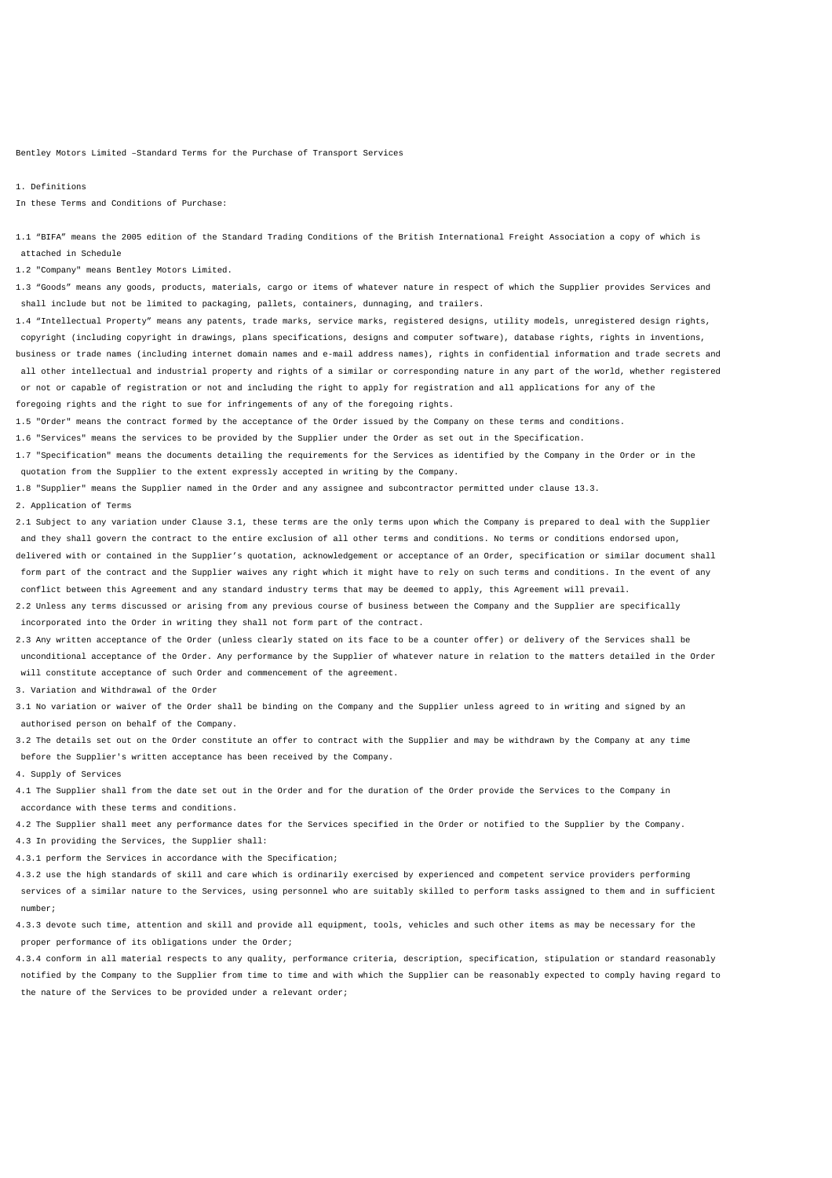Bentley Motors Limited –Standard Terms for the Purchase of Transport Services

## 1. Definitions

In these Terms and Conditions of Purchase:

1.1 "BIFA" means the 2005 edition of the Standard Trading Conditions of the British International Freight Association a copy of which is attached in Schedule

1.2 "Company" means Bentley Motors Limited.

1.3 "Goods" means any goods, products, materials, cargo or items of whatever nature in respect of which the Supplier provides Services and shall include but not be limited to packaging, pallets, containers, dunnaging, and trailers.

1.4 "Intellectual Property" means any patents, trade marks, service marks, registered designs, utility models, unregistered design rights, copyright (including copyright in drawings, plans specifications, designs and computer software), database rights, rights in inventions, business or trade names (including internet domain names and e-mail address names), rights in confidential information and trade secrets and all other intellectual and industrial property and rights of a similar or corresponding nature in any part of the world, whether registered or not or capable of registration or not and including the right to apply for registration and all applications for any of the foregoing rights and the right to sue for infringements of any of the foregoing rights.

1.5 "Order" means the contract formed by the acceptance of the Order issued by the Company on these terms and conditions.

1.6 "Services" means the services to be provided by the Supplier under the Order as set out in the Specification.

1.7 "Specification" means the documents detailing the requirements for the Services as identified by the Company in the Order or in the quotation from the Supplier to the extent expressly accepted in writing by the Company.

1.8 "Supplier" means the Supplier named in the Order and any assignee and subcontractor permitted under clause 13.3.

## 2. Application of Terms

2.1 Subject to any variation under Clause 3.1, these terms are the only terms upon which the Company is prepared to deal with the Supplier and they shall govern the contract to the entire exclusion of all other terms and conditions. No terms or conditions endorsed upon, delivered with or contained in the Supplier's quotation, acknowledgement or acceptance of an Order, specification or similar document shall form part of the contract and the Supplier waives any right which it might have to rely on such terms and conditions. In the event of any conflict between this Agreement and any standard industry terms that may be deemed to apply, this Agreement will prevail.

2.2 Unless any terms discussed or arising from any previous course of business between the Company and the Supplier are specifically incorporated into the Order in writing they shall not form part of the contract.

2.3 Any written acceptance of the Order (unless clearly stated on its face to be a counter offer) or delivery of the Services shall be unconditional acceptance of the Order. Any performance by the Supplier of whatever nature in relation to the matters detailed in the Order will constitute acceptance of such Order and commencement of the agreement.

## 3. Variation and Withdrawal of the Order

3.1 No variation or waiver of the Order shall be binding on the Company and the Supplier unless agreed to in writing and signed by an authorised person on behalf of the Company.

3.2 The details set out on the Order constitute an offer to contract with the Supplier and may be withdrawn by the Company at any time before the Supplier's written acceptance has been received by the Company.

## 4. Supply of Services

4.1 The Supplier shall from the date set out in the Order and for the duration of the Order provide the Services to the Company in accordance with these terms and conditions.

4.2 The Supplier shall meet any performance dates for the Services specified in the Order or notified to the Supplier by the Company.

4.3 In providing the Services, the Supplier shall:

4.3.1 perform the Services in accordance with the Specification;

4.3.2 use the high standards of skill and care which is ordinarily exercised by experienced and competent service providers performing services of a similar nature to the Services, using personnel who are suitably skilled to perform tasks assigned to them and in sufficient number;

4.3.3 devote such time, attention and skill and provide all equipment, tools, vehicles and such other items as may be necessary for the proper performance of its obligations under the Order;

4.3.4 conform in all material respects to any quality, performance criteria, description, specification, stipulation or standard reasonably notified by the Company to the Supplier from time to time and with which the Supplier can be reasonably expected to comply having regard to the nature of the Services to be provided under a relevant order;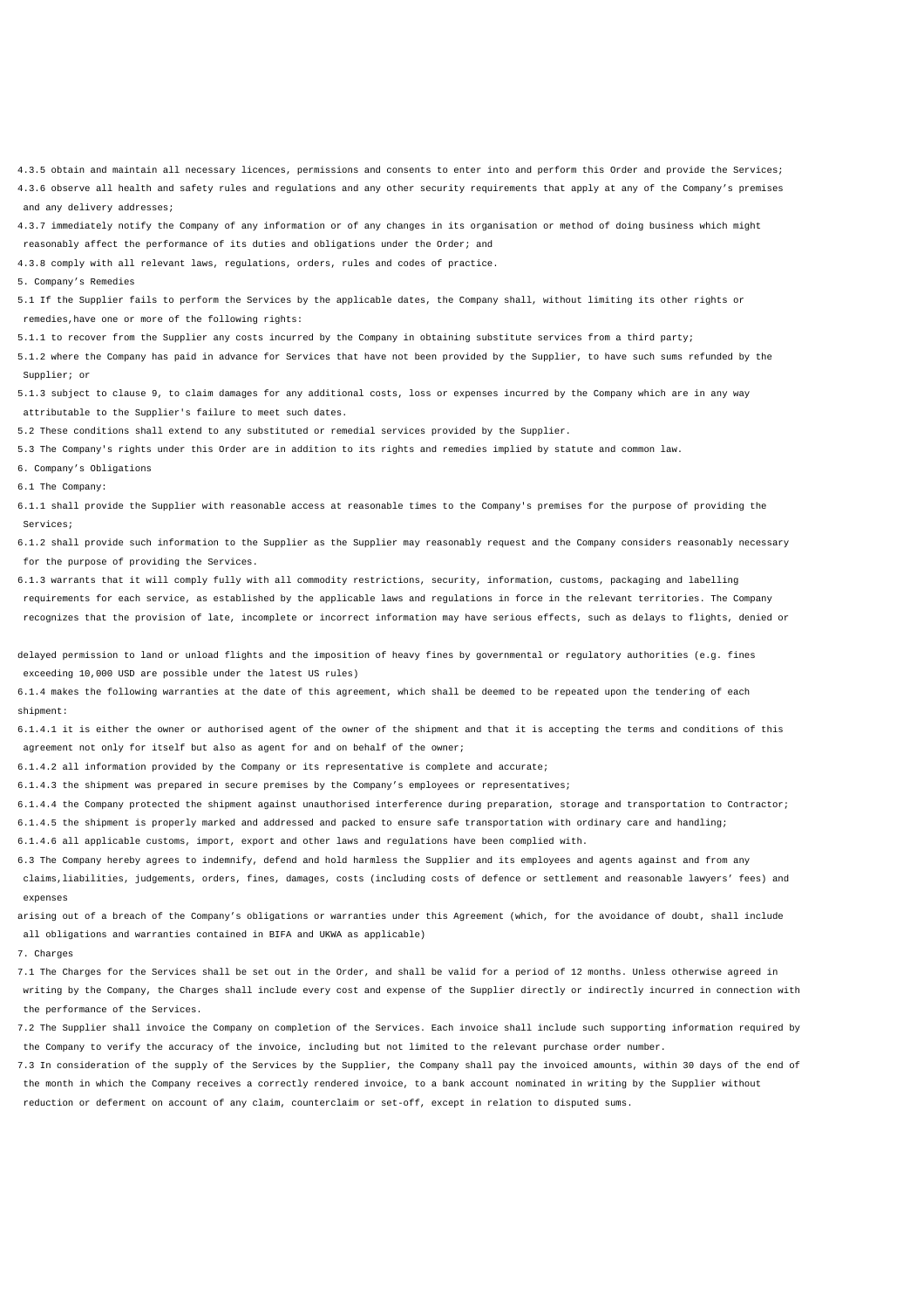4.3.5 obtain and maintain all necessary licences, permissions and consents to enter into and perform this Order and provide the Services;

4.3.6 observe all health and safety rules and regulations and any other security requirements that apply at any of the Company's premises and any delivery addresses;

4.3.7 immediately notify the Company of any information or of any changes in its organisation or method of doing business which might reasonably affect the performance of its duties and obligations under the Order; and

4.3.8 comply with all relevant laws, regulations, orders, rules and codes of practice.

5. Company's Remedies

5.1 If the Supplier fails to perform the Services by the applicable dates, the Company shall, without limiting its other rights or remedies,have one or more of the following rights:

5.1.1 to recover from the Supplier any costs incurred by the Company in obtaining substitute services from a third party;

5.1.2 where the Company has paid in advance for Services that have not been provided by the Supplier, to have such sums refunded by the Supplier; or

5.1.3 subject to clause 9, to claim damages for any additional costs, loss or expenses incurred by the Company which are in any way attributable to the Supplier's failure to meet such dates.

5.2 These conditions shall extend to any substituted or remedial services provided by the Supplier.

5.3 The Company's rights under this Order are in addition to its rights and remedies implied by statute and common law.

6. Company's Obligations

6.1 The Company:

6.1.1 shall provide the Supplier with reasonable access at reasonable times to the Company's premises for the purpose of providing the Services;

6.1.2 shall provide such information to the Supplier as the Supplier may reasonably request and the Company considers reasonably necessary for the purpose of providing the Services.

6.1.3 warrants that it will comply fully with all commodity restrictions, security, information, customs, packaging and labelling requirements for each service, as established by the applicable laws and regulations in force in the relevant territories. The Company recognizes that the provision of late, incomplete or incorrect information may have serious effects, such as delays to flights, denied or

delayed permission to land or unload flights and the imposition of heavy fines by governmental or regulatory authorities (e.g. fines exceeding 10,000 USD are possible under the latest US rules)

6.1.4 makes the following warranties at the date of this agreement, which shall be deemed to be repeated upon the tendering of each shipment:

6.1.4.1 it is either the owner or authorised agent of the owner of the shipment and that it is accepting the terms and conditions of this agreement not only for itself but also as agent for and on behalf of the owner;

6.1.4.2 all information provided by the Company or its representative is complete and accurate;

6.1.4.3 the shipment was prepared in secure premises by the Company's employees or representatives;

6.1.4.4 the Company protected the shipment against unauthorised interference during preparation, storage and transportation to Contractor;

6.1.4.5 the shipment is properly marked and addressed and packed to ensure safe transportation with ordinary care and handling;

6.1.4.6 all applicable customs, import, export and other laws and regulations have been complied with.

6.3 The Company hereby agrees to indemnify, defend and hold harmless the Supplier and its employees and agents against and from any claims,liabilities, judgements, orders, fines, damages, costs (including costs of defence or settlement and reasonable lawyers' fees) and expenses

arising out of a breach of the Company's obligations or warranties under this Agreement (which, for the avoidance of doubt, shall include all obligations and warranties contained in BIFA and UKWA as applicable)

7. Charges

7.1 The Charges for the Services shall be set out in the Order, and shall be valid for a period of 12 months. Unless otherwise agreed in writing by the Company, the Charges shall include every cost and expense of the Supplier directly or indirectly incurred in connection with the performance of the Services.

7.2 The Supplier shall invoice the Company on completion of the Services. Each invoice shall include such supporting information required by the Company to verify the accuracy of the invoice, including but not limited to the relevant purchase order number.

7.3 In consideration of the supply of the Services by the Supplier, the Company shall pay the invoiced amounts, within 30 days of the end of the month in which the Company receives a correctly rendered invoice, to a bank account nominated in writing by the Supplier without reduction or deferment on account of any claim, counterclaim or set-off, except in relation to disputed sums.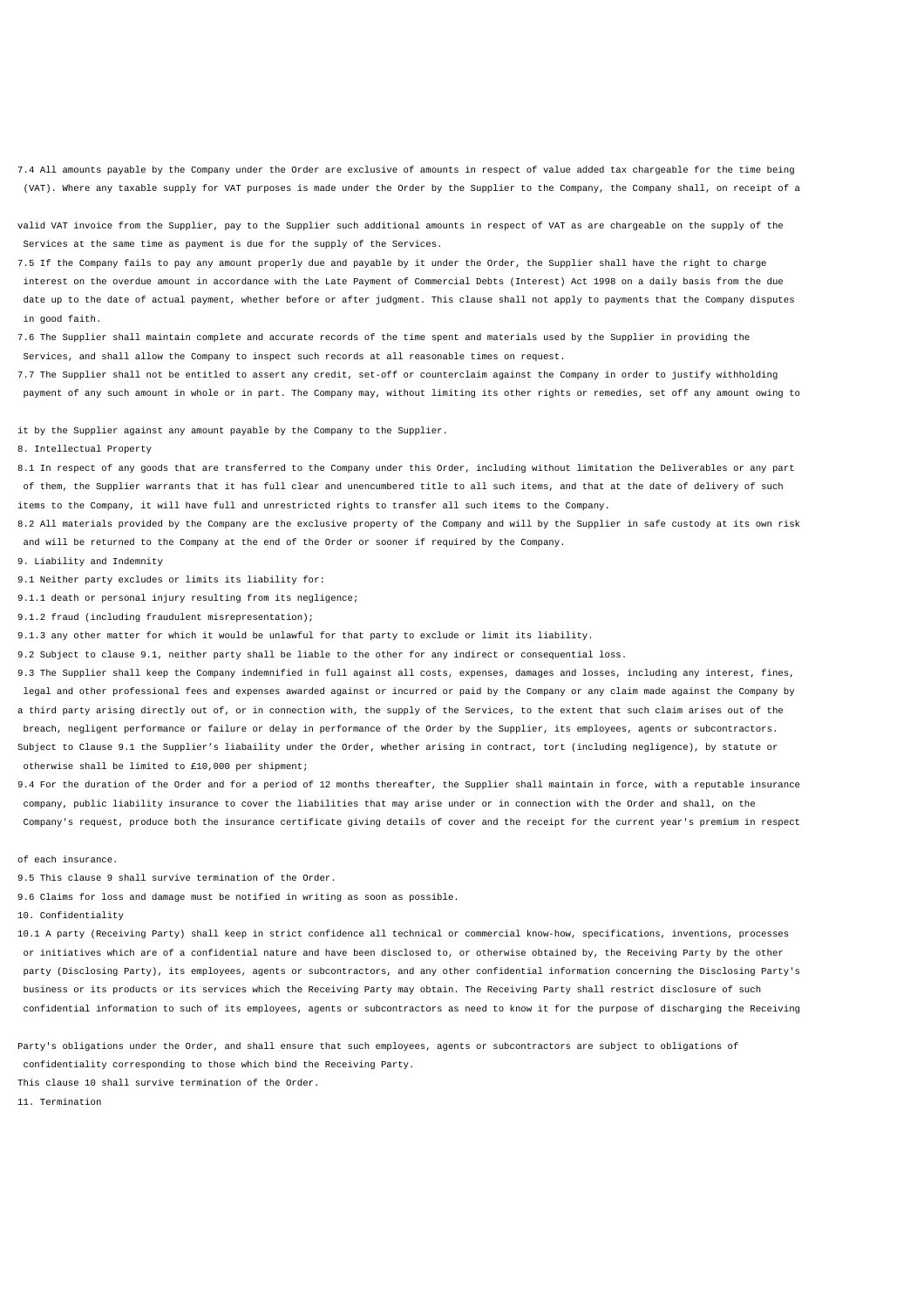7.4 All amounts payable by the Company under the Order are exclusive of amounts in respect of value added tax chargeable for the time being (VAT). Where any taxable supply for VAT purposes is made under the Order by the Supplier to the Company, the Company shall, on receipt of a valid VAT invoice from the Supplier, pay to the Supplier such additional amounts in respect of VAT as are chargeable on the supply of the Services at the same time as payment is due for the supply of the Services.

7.5 If the Company fails to pay any amount properly due and payable by it under the Order, the Supplier shall have the right to charge interest on the overdue amount in accordance with the Late Payment of Commercial Debts (Interest) Act 1998 on a daily basis from the due date up to the date of actual payment, whether before or after judgment. This clause shall not apply to payments that the Company disputes in good faith.

7.6 The Supplier shall maintain complete and accurate records of the time spent and materials used by the Supplier in providing the Services, and shall allow the Company to inspect such records at all reasonable times on request.

7.7 The Supplier shall not be entitled to assert any credit, set-off or counterclaim against the Company in order to justify withholding payment of any such amount in whole or in part. The Company may, without limiting its other rights or remedies, set off any amount owing to it by the Supplier against any amount payable by the Company to the Supplier.

8. Intellectual Property

8.1 In respect of any goods that are transferred to the Company under this Order, including without limitation the Deliverables or any part of them, the Supplier warrants that it has full clear and unencumbered title to all such items, and that at the date of delivery of such items to the Company, it will have full and unrestricted rights to transfer all such items to the Company.

8.2 All materials provided by the Company are the exclusive property of the Company and will by the Supplier in safe custody at its own risk and will be returned to the Company at the end of the Order or sooner if required by the Company.

9. Liability and Indemnity

9.1 Neither party excludes or limits its liability for:

9.1.1 death or personal injury resulting from its negligence;

9.1.2 fraud (including fraudulent misrepresentation);

9.1.3 any other matter for which it would be unlawful for that party to exclude or limit its liability.

9.2 Subject to clause 9.1, neither party shall be liable to the other for any indirect or consequential loss.

9.3 The Supplier shall keep the Company indemnified in full against all costs, expenses, damages and losses, including any interest, fines, legal and other professional fees and expenses awarded against or incurred or paid by the Company or any claim made against the Company by a third party arising directly out of, or in connection with, the supply of the Services, to the extent that such claim arises out of the breach, negligent performance or failure or delay in performance of the Order by the Supplier, its employees, agents or subcontractors. Subject to Clause 9.1 the Supplier's liabaility under the Order, whether arising in contract, tort (including negligence), by statute or otherwise shall be limited to £10,000 per shipment;

9.4 For the duration of the Order and for a period of 12 months thereafter, the Supplier shall maintain in force, with a reputable insurance company, public liability insurance to cover the liabilities that may arise under or in connection with the Order and shall, on the Company's request, produce both the insurance certificate giving details of cover and the receipt for the current year's premium in respect of each insurance.

9.5 This clause 9 shall survive termination of the Order.

9.6 Claims for loss and damage must be notified in writing as soon as possible.

10. Confidentiality

10.1 A party (Receiving Party) shall keep in strict confidence all technical or commercial know-how, specifications, inventions, processes or initiatives which are of a confidential nature and have been disclosed to, or otherwise obtained by, the Receiving Party by the other party (Disclosing Party), its employees, agents or subcontractors, and any other confidential information concerning the Disclosing Party's business or its products or its services which the Receiving Party may obtain. The Receiving Party shall restrict disclosure of such confidential information to such of its employees, agents or subcontractors as need to know it for the purpose of discharging the Receiving Party's obligations under the Order, and shall ensure that such employees, agents or subcontractors are subject to obligations of confidentiality corresponding to those which bind the Receiving Party.

This clause 10 shall survive termination of the Order.

11. Termination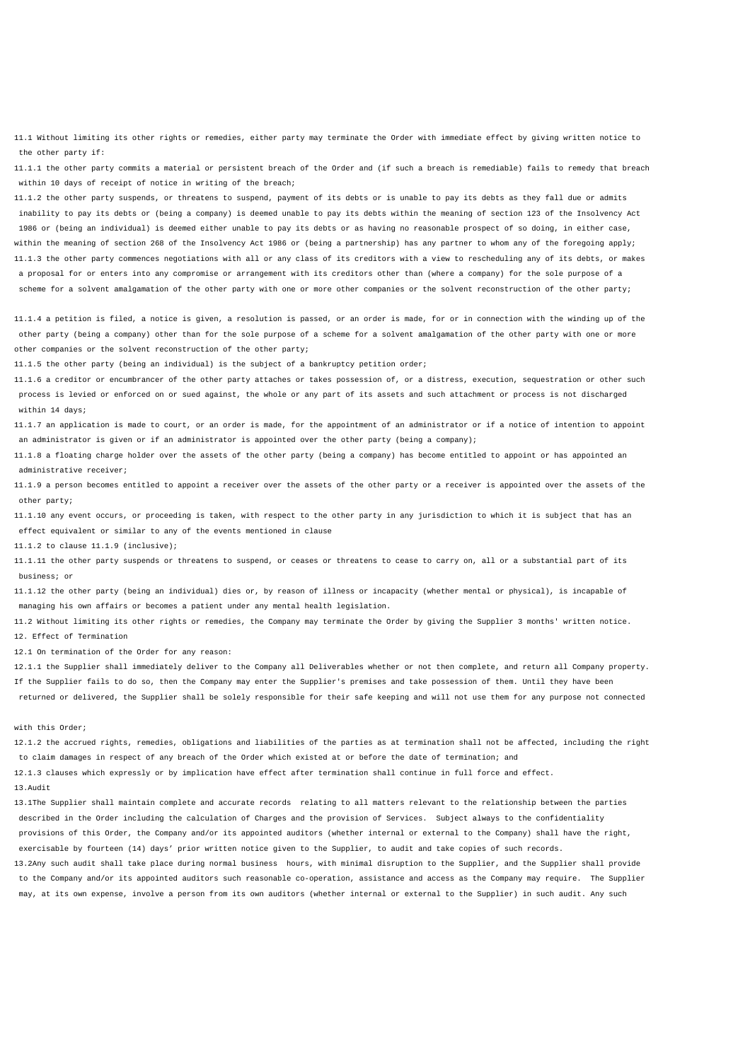11.1 Without limiting its other rights or remedies, either party may terminate the Order with immediate effect by giving written notice to the other party if:

11.1.1 the other party commits a material or persistent breach of the Order and (if such a breach is remediable) fails to remedy that breach within 10 days of receipt of notice in writing of the breach;

11.1.2 the other party suspends, or threatens to suspend, payment of its debts or is unable to pay its debts as they fall due or admits inability to pay its debts or (being a company) is deemed unable to pay its debts within the meaning of section 123 of the Insolvency Act 1986 or (being an individual) is deemed either unable to pay its debts or as having no reasonable prospect of so doing, in either case, within the meaning of section 268 of the Insolvency Act 1986 or (being a partnership) has any partner to whom any of the foregoing apply;

11.1.3 the other party commences negotiations with all or any class of its creditors with a view to rescheduling any of its debts, or makes a proposal for or enters into any compromise or arrangement with its creditors other than (where a company) for the sole purpose of a scheme for a solvent amalgamation of the other party with one or more other companies or the solvent reconstruction of the other party;

11.1.4 a petition is filed, a notice is given, a resolution is passed, or an order is made, for or in connection with the winding up of the other party (being a company) other than for the sole purpose of a scheme for a solvent amalgamation of the other party with one or more other companies or the solvent reconstruction of the other party;

11.1.5 the other party (being an individual) is the subject of a bankruptcy petition order;

11.1.6 a creditor or encumbrancer of the other party attaches or takes possession of, or a distress, execution, sequestration or other such process is levied or enforced on or sued against, the whole or any part of its assets and such attachment or process is not discharged within 14 days;

11.1.7 an application is made to court, or an order is made, for the appointment of an administrator or if a notice of intention to appoint an administrator is given or if an administrator is appointed over the other party (being a company);

11.1.8 a floating charge holder over the assets of the other party (being a company) has become entitled to appoint or has appointed an administrative receiver;

11.1.9 a person becomes entitled to appoint a receiver over the assets of the other party or a receiver is appointed over the assets of the other party;

11.1.10 any event occurs, or proceeding is taken, with respect to the other party in any jurisdiction to which it is subject that has an effect equivalent or similar to any of the events mentioned in clause 11.1.2 to clause 11.1.9 (inclusive);

11.1.11 the other party suspends or threatens to suspend, or ceases or threatens to cease to carry on, all or a substantial part of its business; or

11.1.12 the other party (being an individual) dies or, by reason of illness or incapacity (whether mental or physical), is incapable of managing his own affairs or becomes a patient under any mental health legislation.

11.2 Without limiting its other rights or remedies, the Company may terminate the Order by giving the Supplier 3 months' written notice.

12. Effect of Termination

12.1 On termination of the Order for any reason:

12.1.1 the Supplier shall immediately deliver to the Company all Deliverables whether or not then complete, and return all Company property. If the Supplier fails to do so, then the Company may enter the Supplier's premises and take possession of them. Until they have been returned or delivered, the Supplier shall be solely responsible for their safe keeping and will not use them for any purpose not connected with this Order;

12.1.2 the accrued rights, remedies, obligations and liabilities of the parties as at termination shall not be affected, including the right to claim damages in respect of any breach of the Order which existed at or before the date of termination; and

12.1.3 clauses which expressly or by implication have effect after termination shall continue in full force and effect.

13.Audit

13.1The Supplier shall maintain complete and accurate records relating to all matters relevant to the relationship between the parties described in the Order including the calculation of Charges and the provision of Services. Subject always to the confidentiality provisions of this Order, the Company and/or its appointed auditors (whether internal or external to the Company) shall have the right, exercisable by fourteen (14) days' prior written notice given to the Supplier, to audit and take copies of such records.

13.2Any such audit shall take place during normal business hours, with minimal disruption to the Supplier, and the Supplier shall provide to the Company and/or its appointed auditors such reasonable co-operation, assistance and access as the Company may require. The Supplier may, at its own expense, involve a person from its own auditors (whether internal or external to the Supplier) in such audit. Any such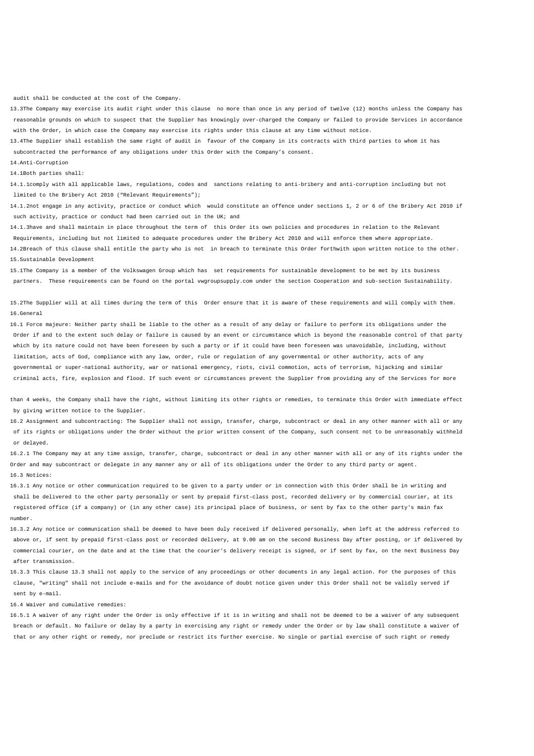audit shall be conducted at the cost of the Company.

13.3The Company may exercise its audit right under this clause no more than once in any period of twelve (12) months unless the Company has reasonable grounds on which to suspect that the Supplier has knowingly over-charged the Company or failed to provide Services in accordance with the Order, in which case the Company may exercise its rights under this clause at any time without notice.

13.4The Supplier shall establish the same right of audit in favour of the Company in its contracts with third parties to whom it has subcontracted the performance of any obligations under this Order with the Company's consent.

14.Anti-Corruption

14.1Both parties shall:

14.1.1comply with all applicable laws, regulations, codes and sanctions relating to anti-bribery and anti-corruption including but not limited to the Bribery Act 2010 ("Relevant Requirements");

14.1.2not engage in any activity, practice or conduct which would constitute an offence under sections 1, 2 or 6 of the Bribery Act 2010 if such activity, practice or conduct had been carried out in the UK; and

14.1.3have and shall maintain in place throughout the term of this Order its own policies and procedures in relation to the Relevant Requirements, including but not limited to adequate procedures under the Bribery Act 2010 and will enforce them where appropriate.

14.2Breach of this clause shall entitle the party who is not in breach to terminate this Order forthwith upon written notice to the other.

15.Sustainable Development

15.1The Company is a member of the Volkswagen Group which has set requirements for sustainable development to be met by its business partners. These requirements can be found on the portal vwgroupsupply.com under the section Cooperation and sub-section Sustainability.

15.2The Supplier will at all times during the term of this Order ensure that it is aware of these requirements and will comply with them.

16.General

16.1 Force majeure: Neither party shall be liable to the other as a result of any delay or failure to perform its obligations under the Order if and to the extent such delay or failure is caused by an event or circumstance which is beyond the reasonable control of that party which by its nature could not have been foreseen by such a party or if it could have been foreseen was unavoidable, including, without limitation, acts of God, compliance with any law, order, rule or regulation of any governmental or other authority, acts of any governmental or super-national authority, war or national emergency, riots, civil commotion, acts of terrorism, hijacking and similar criminal acts, fire, explosion and flood. If such event or circumstances prevent the Supplier from providing any of the Services for more than 4 weeks, the Company shall have the right, without limiting its other rights or remedies, to terminate this Order with immediate effect by giving written notice to the Supplier.

16.2 Assignment and subcontracting: The Supplier shall not assign, transfer, charge, subcontract or deal in any other manner with all or any of its rights or obligations under the Order without the prior written consent of the Company, such consent not to be unreasonably withheld or delayed.

16.2.1 The Company may at any time assign, transfer, charge, subcontract or deal in any other manner with all or any of its rights under the Order and may subcontract or delegate in any manner any or all of its obligations under the Order to any third party or agent.

16.3 Notices:

16.3.1 Any notice or other communication required to be given to a party under or in connection with this Order shall be in writing and shall be delivered to the other party personally or sent by prepaid first-class post, recorded delivery or by commercial courier, at its registered office (if a company) or (in any other case) its principal place of business, or sent by fax to the other party's main fax number.

16.3.2 Any notice or communication shall be deemed to have been duly received if delivered personally, when left at the address referred to above or, if sent by prepaid first-class post or recorded delivery, at 9.00 am on the second Business Day after posting, or if delivered by commercial courier, on the date and at the time that the courier's delivery receipt is signed, or if sent by fax, on the next Business Day after transmission.

16.3.3 This clause 13.3 shall not apply to the service of any proceedings or other documents in any legal action. For the purposes of this clause, "writing" shall not include e-mails and for the avoidance of doubt notice given under this Order shall not be validly served if sent by e-mail.

16.4 Waiver and cumulative remedies:

16.5.1 A waiver of any right under the Order is only effective if it is in writing and shall not be deemed to be a waiver of any subsequent breach or default. No failure or delay by a party in exercising any right or remedy under the Order or by law shall constitute a waiver of that or any other right or remedy, nor preclude or restrict its further exercise. No single or partial exercise of such right or remedy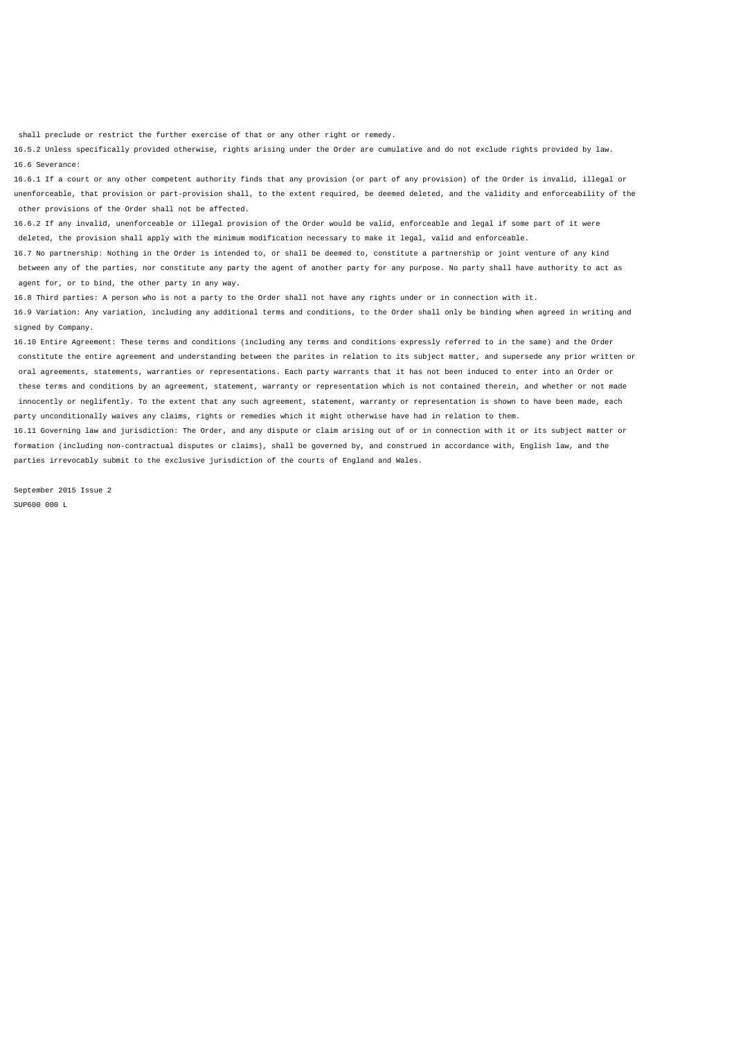shall preclude or restrict the further exercise of that or any other right or remedy.

16.5.2 Unless specifically provided otherwise, rights arising under the Order are cumulative and do not exclude rights provided by law.

16.6 Severance:

16.6.1 If a court or any other competent authority finds that any provision (or part of any provision) of the Order is invalid, illegal or unenforceable, that provision or part-provision shall, to the extent required, be deemed deleted, and the validity and enforceability of the other provisions of the Order shall not be affected.

16.6.2 If any invalid, unenforceable or illegal provision of the Order would be valid, enforceable and legal if some part of it were deleted, the provision shall apply with the minimum modification necessary to make it legal, valid and enforceable.

16.7 No partnership: Nothing in the Order is intended to, or shall be deemed to, constitute a partnership or joint venture of any kind between any of the parties, nor constitute any party the agent of another party for any purpose. No party shall have authority to act as agent for, or to bind, the other party in any way.

16.8 Third parties: A person who is not a party to the Order shall not have any rights under or in connection with it.

16.9 Variation: Any variation, including any additional terms and conditions, to the Order shall only be binding when agreed in writing and signed by Company.

16.10 Entire Agreement: These terms and conditions (including any terms and conditions expressly referred to in the same) and the Order constitute the entire agreement and understanding between the parites in relation to its subject matter, and supersede any prior written or oral agreements, statements, warranties or representations. Each party warrants that it has not been induced to enter into an Order or these terms and conditions by an agreement, statement, warranty or representation which is not contained therein, and whether or not made innocently or neglifently. To the extent that any such agreement, statement, warranty or representation is shown to have been made, each party unconditionally waives any claims, rights or remedies which it might otherwise have had in relation to them.

16.11 Governing law and jurisdiction: The Order, and any dispute or claim arising out of or in connection with it or its subject matter or formation (including non-contractual disputes or claims), shall be governed by, and construed in accordance with, English law, and the parties irrevocably submit to the exclusive jurisdiction of the courts of England and Wales.

September 2015 Issue 2

SUP600 000 L